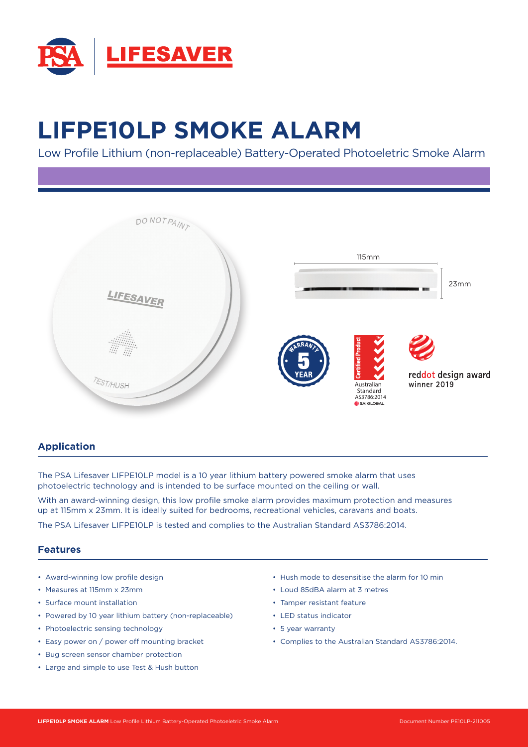# LIFPE10LP SMOKE ALARM

Low Profile Lithium (non-replaceable) Battery-Operated Photoeletric Smoke Alarm

115mm

23mm

reddot design award winner 2019

## Application

The PSA Lifesaver LIFPE10LP model is a 10 year lithium battery powered smoke alarm that uses photoelectric technology and is intended to be surface mounted on the ceiling or wall.

With an award-winning design, this low profile smoke alarm provides maximum protection and measures up at 115mm x 23mm. It is ideally suited for bedrooms, recreational vehicles, caravans and boats.

The PSA Lifesaver LIFPE10LP is tested and complies to the Australian Standard AS3786:2014.

## Features

- Award-winning low profile design
- Measures at 115mm x 23mm
- Surface mount installation
- Powered by 10 year lithium battery (non-replaceable)
- Photoelectric sensing technology
- Easy power on / power off mounting bracket
- Bug screen sensor chamber protection
- Large and simple to use Test & Hush button
- Hush mode to desensitise the alarm for 10 min
- Loud 85dBA alarm at 3 metres
- Tamper resistant feature
- LED status indicator
- 5 year warranty
- Complies to the Australian Standard AS3786:2014.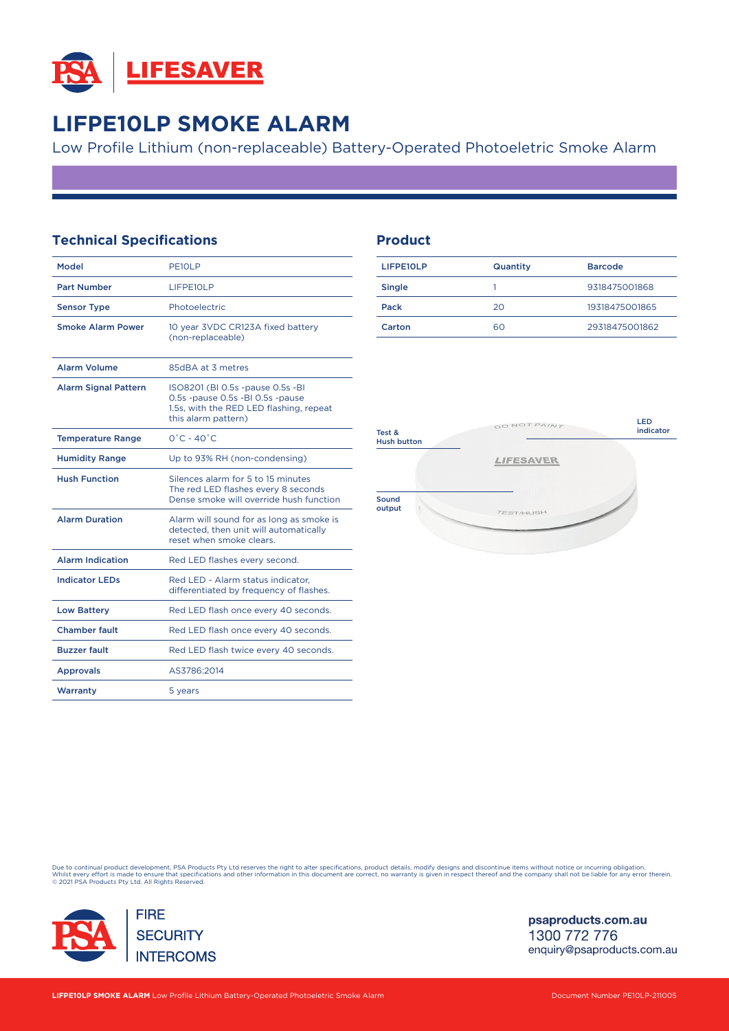# LIFPE10LP SMOKE ALARM

Low Profile Lithium (non-replaceable) Battery-Operated Photoeletric Smoke Alarm

## Technical Specifications

| | |
|---|---|
| Model | PE10LP |
| Part Number | LIFPE10LP |
| Sensor Type | Photoelectric |
| Smoke Alarm Power | 10 year 3VDC CR123A fixed battery (non-replaceable) |
| Alarm Volume | 85dBA at 3 metres |
| Alarm Signal Pattern | ISO8201 (BI 0.5s -pause 0.5s -BI 0.5s -pause 0.5s -BI 0.5s -pause 1.5s, with the RED LED flashing, repeat this alarm pattern) |
| Temperature Range | 0˚C - 40˚C |
| Humidity Range | Up to 93% RH (non-condensing) |
| Hush Function | Silences alarm for 5 to 15 minutes<br>The red LED flashes every 8 seconds<br>Dense smoke will override hush function |
| Alarm Duration | Alarm will sound for as long as smoke is detected, then unit will automatically reset when smoke clears. |
| Alarm Indication | Red LED flashes every second. |
| Indicator LEDs | Red LED - Alarm status indicator, differentiated by frequency of flashes. |
| Low Battery | Red LED flash once every 40 seconds. |
| Chamber fault | Red LED flash once every 40 seconds. |
| Buzzer fault | Red LED flash twice every 40 seconds. |
| Approvals | AS3786:2014 |
| Warranty | 5 years |

## Product

| LIFPE10LP | Quantity | Barcode |
|---|---|---|
| Single | 1 | 9318475001868 |
| Pack | 20 | 19318475001865 |
| Carton | 60 | 29318475001862 |

Test & Hush button

LED indicator

Sound output

Due to continual product development, PSA Products Pty Ltd reserves the right to alter specifications, product details, modify designs and discontinue items without notice or incurring obligation. Whilst every effort is made to ensure that specifications and other information in this document are correct, no warranty is given in respect thereof and the company shall not be liable for any error therein. © 2021 PSA Products Pty Ltd. All Rights Reserved.

FIRE
SECURITY
INTERCOMS

psaproducts.com.au
1300 772 776
enquiry@psaproducts.com.au

Document Number PE10LP-211005